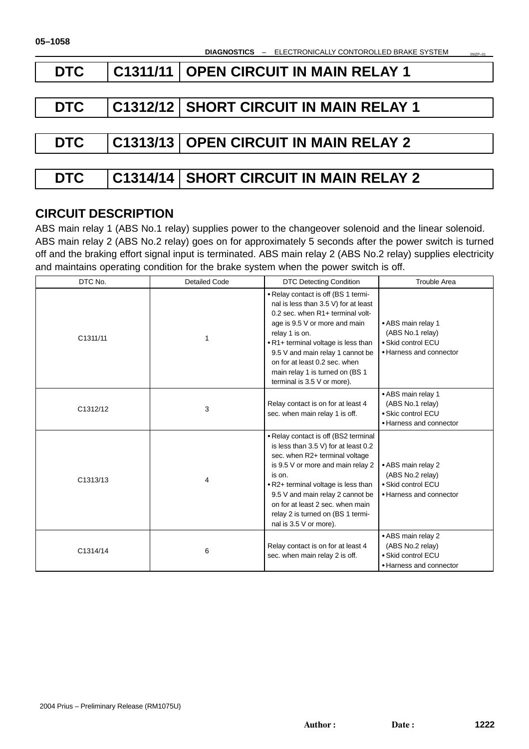| DTC | C1311/11 | OPEN CIRCUIT IN MAIN RELAY 1 |
|---|---|---|

| DTC | C1312/12 | SHORT CIRCUIT IN MAIN RELAY 1 |
|---|---|---|

| DTC | C1313/13 | OPEN CIRCUIT IN MAIN RELAY 2 |
|---|---|---|

| DTC | C1314/14 | SHORT CIRCUIT IN MAIN RELAY 2 |
|---|---|---|

## CIRCUIT DESCRIPTION

ABS main relay 1 (ABS No.1 relay) supplies power to the changeover solenoid and the linear solenoid. ABS main relay 2 (ABS No.2 relay) goes on for approximately 5 seconds after the power switch is turned off and the braking effort signal input is terminated. ABS main relay 2 (ABS No.2 relay) supplies electricity and maintains operating condition for the brake system when the power switch is off.

| DTC No. | Detailed Code | DTC Detecting Condition | Trouble Area |
|---|---|---|---|
| C1311/11 | 1 | • Relay contact is off (BS 1 terminal is less than 3.5 V) for at least 0.2 sec. when R1+ terminal voltage is 9.5 V or more and main relay 1 is on.<br>• R1+ terminal voltage is less than 9.5 V and main relay 1 cannot be on for at least 0.2 sec. when main relay 1 is turned on (BS 1 terminal is 3.5 V or more). | • ABS main relay 1 (ABS No.1 relay)<br>• Skid control ECU<br>• Harness and connector |
| C1312/12 | 3 | Relay contact is on for at least 4 sec. when main relay 1 is off. | • ABS main relay 1 (ABS No.1 relay)<br>• Skic control ECU<br>• Harness and connector |
| C1313/13 | 4 | • Relay contact is off (BS2 terminal is less than 3.5 V) for at least 0.2 sec. when R2+ terminal voltage is 9.5 V or more and main relay 2 is on.<br>• R2+ terminal voltage is less than 9.5 V and main relay 2 cannot be on for at least 2 sec. when main relay 2 is turned on (BS 1 terminal is 3.5 V or more). | • ABS main relay 2 (ABS No.2 relay)<br>• Skid control ECU<br>• Harness and connector |
| C1314/14 | 6 | Relay contact is on for at least 4 sec. when main relay 2 is off. | • ABS main relay 2 (ABS No.2 relay)<br>• Skid control ECU<br>• Harness and connector |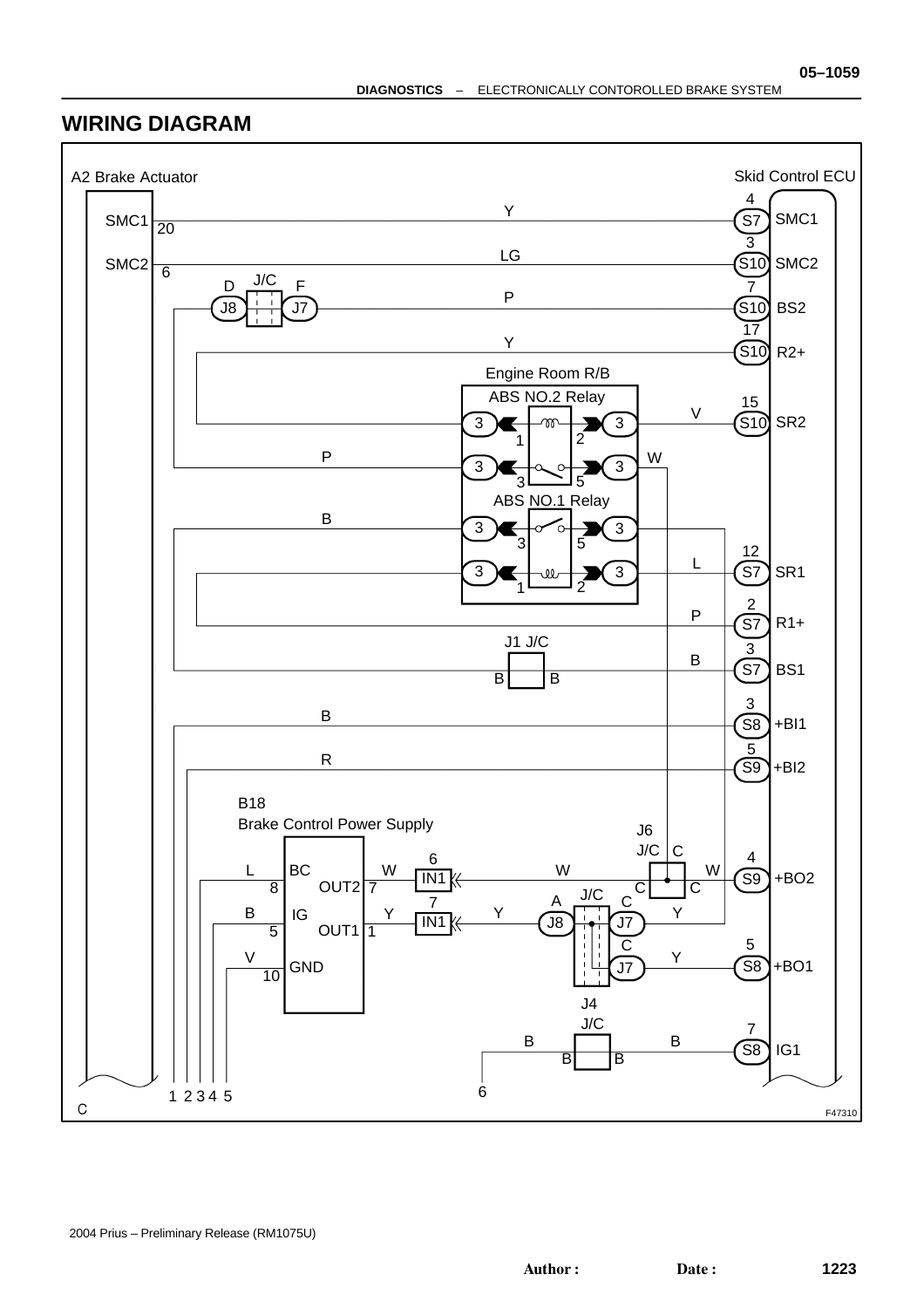## WIRING DIAGRAM

F47310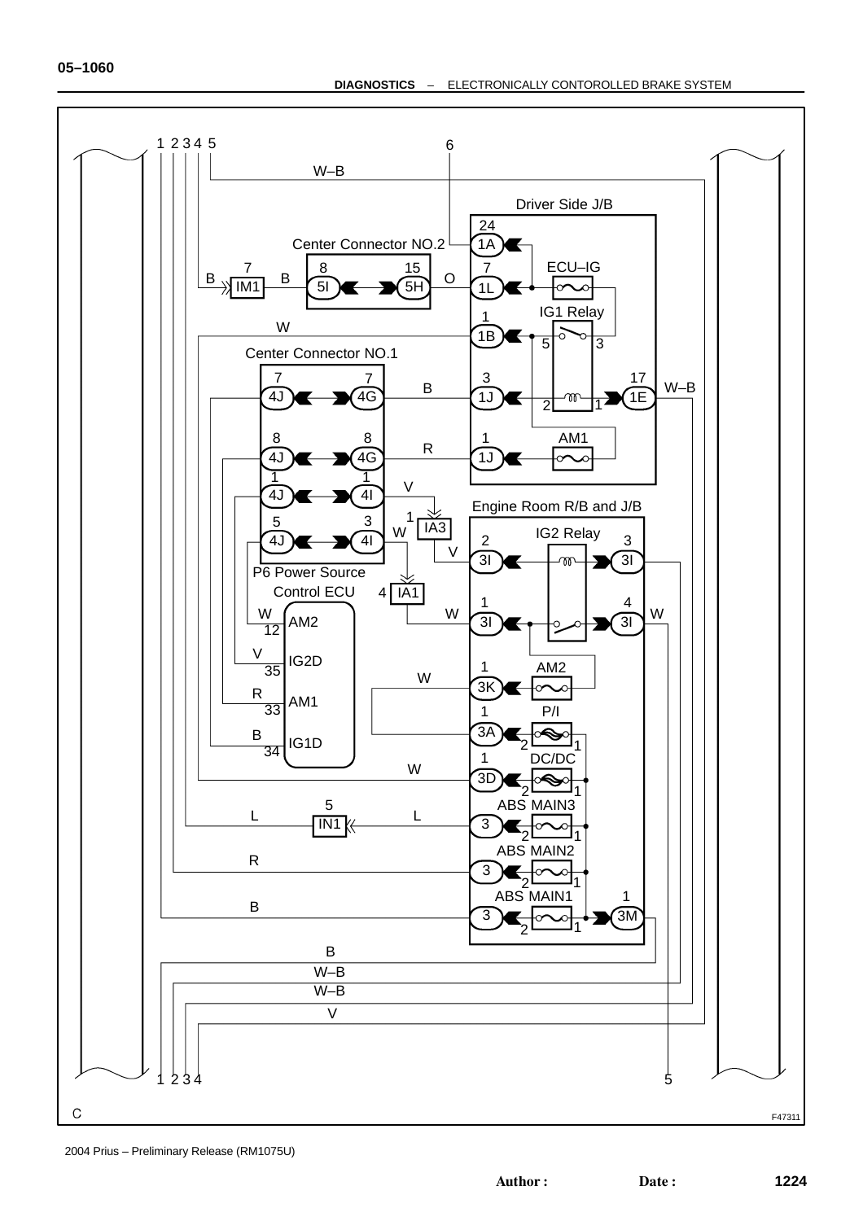Driver Side J/B

Center Connector NO.2

ECU–IG

IG1 Relay

Center Connector NO.1

AM1

Engine Room R/B and J/B

IG2 Relay

P6 Power Source Control ECU

- AM2 (12, W)
- IG2D (35, V)
- AM1 (33, R)
- IG1D (34, B)

AM2

P/I

DC/DC

ABS MAIN3

ABS MAIN2

ABS MAIN1

Connectors: 1A, 1L, 1B, 1J, 1E, 4J, 4G, 4I, 5I, 5H, IM1, IA3, IA1, IN1, 3I, 3K, 3A, 3D, 3M

Wire colors: W–B, B, O, W, R, V, L

C

F47311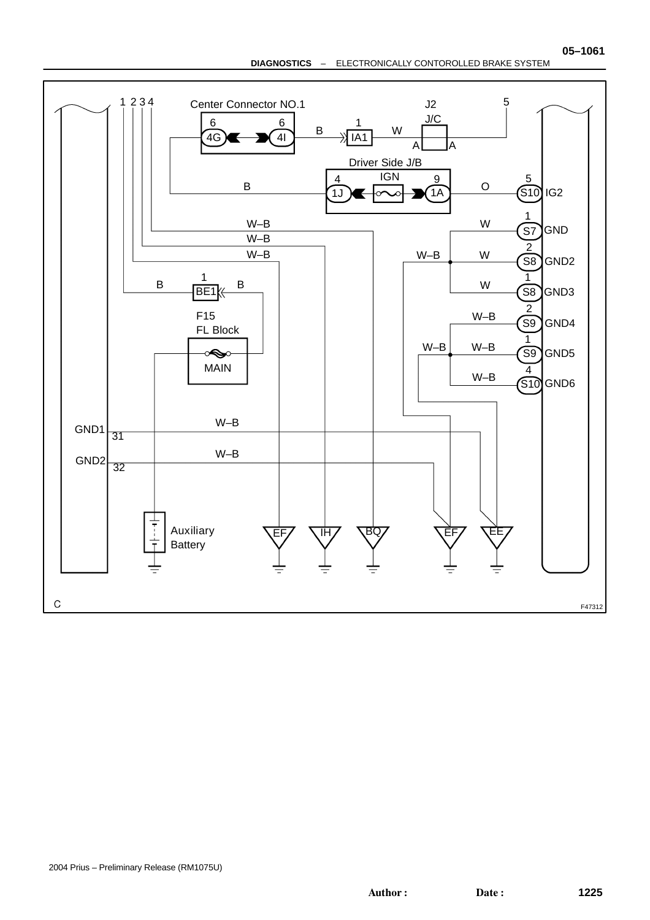Center Connector NO.1

J2 J/C

Driver Side J/B

IGN

F15 FL Block

MAIN

Auxiliary Battery

1 2 3 4

5

6 4G — 6 4I — B — 1 IA1 — W — A A

B — 4 1J — 9 1A — O — 5 S10 IG2

W–B — W — 1 S7 GND

W–B — W–B — W — 2 S8 GND2

W–B — W — 1 S8 GND3

B — 1 BE1 — B

W–B — 2 S9 GND4

W–B — W–B — 1 S9 GND5

W–B — 4 S10 GND6

GND1 31 — W–B

GND2 32 — W–B

EF IH BQ EF EE

C

F47312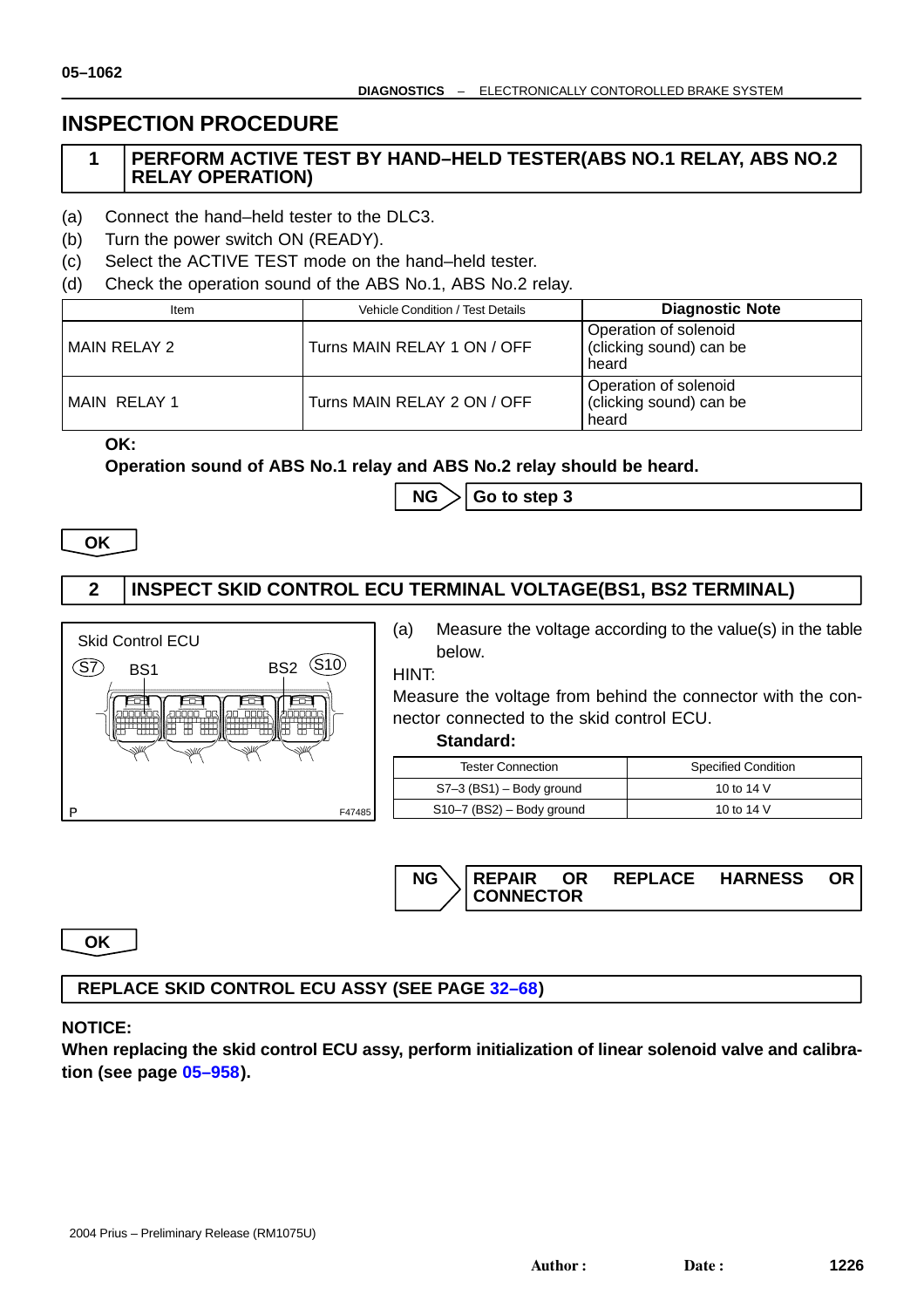## INSPECTION PROCEDURE

### 1 PERFORM ACTIVE TEST BY HAND–HELD TESTER(ABS NO.1 RELAY, ABS NO.2 RELAY OPERATION)

(a) Connect the hand–held tester to the DLC3.
(b) Turn the power switch ON (READY).
(c) Select the ACTIVE TEST mode on the hand–held tester.
(d) Check the operation sound of the ABS No.1, ABS No.2 relay.

| Item | Vehicle Condition / Test Details | Diagnostic Note |
|---|---|---|
| MAIN RELAY 2 | Turns MAIN RELAY 1 ON / OFF | Operation of solenoid (clicking sound) can be heard |
| MAIN RELAY 1 | Turns MAIN RELAY 2 ON / OFF | Operation of solenoid (clicking sound) can be heard |

**OK:**

**Operation sound of ABS No.1 relay and ABS No.2 relay should be heard.**

**NG** → **Go to step 3**

**OK**

### 2 INSPECT SKID CONTROL ECU TERMINAL VOLTAGE(BS1, BS2 TERMINAL)

Skid Control ECU
S7 BS1 BS2 S10
P F47485

(a) Measure the voltage according to the value(s) in the table below.

HINT:

Measure the voltage from behind the connector with the connector connected to the skid control ECU.

**Standard:**

| Tester Connection | Specified Condition |
|---|---|
| S7–3 (BS1) – Body ground | 10 to 14 V |
| S10–7 (BS2) – Body ground | 10 to 14 V |

**NG** → **REPAIR OR REPLACE HARNESS OR CONNECTOR**

**OK**

**REPLACE SKID CONTROL ECU ASSY (SEE PAGE 32–68)**

**NOTICE:**

**When replacing the skid control ECU assy, perform initialization of linear solenoid valve and calibration (see page 05–958).**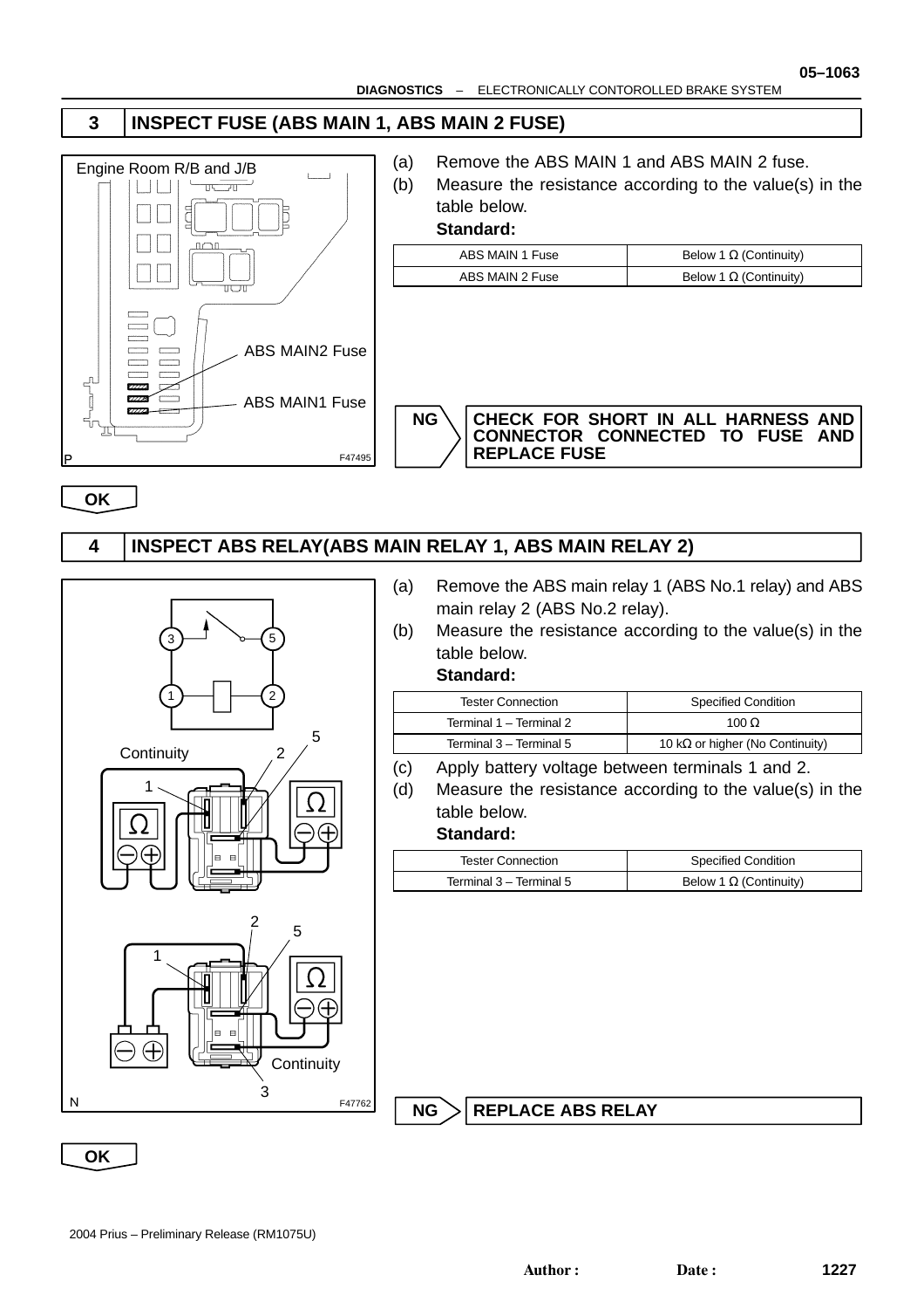## 3 INSPECT FUSE (ABS MAIN 1, ABS MAIN 2 FUSE)

Engine Room R/B and J/B

ABS MAIN2 Fuse

ABS MAIN1 Fuse

F47495

(a) Remove the ABS MAIN 1 and ABS MAIN 2 fuse.

(b) Measure the resistance according to the value(s) in the table below.

**Standard:**

| ABS MAIN 1 Fuse | Below 1 Ω (Continuity) |
|---|---|
| ABS MAIN 2 Fuse | Below 1 Ω (Continuity) |

**NG** → **CHECK FOR SHORT IN ALL HARNESS AND CONNECTOR CONNECTED TO FUSE AND REPLACE FUSE**

**OK**

## 4 INSPECT ABS RELAY(ABS MAIN RELAY 1, ABS MAIN RELAY 2)

Continuity

F47762

(a) Remove the ABS main relay 1 (ABS No.1 relay) and ABS main relay 2 (ABS No.2 relay).

(b) Measure the resistance according to the value(s) in the table below.

**Standard:**

| Tester Connection | Specified Condition |
|---|---|
| Terminal 1 – Terminal 2 | 100 Ω |
| Terminal 3 – Terminal 5 | 10 kΩ or higher (No Continuity) |

(c) Apply battery voltage between terminals 1 and 2.

(d) Measure the resistance according to the value(s) in the table below.

**Standard:**

| Tester Connection | Specified Condition |
|---|---|
| Terminal 3 – Terminal 5 | Below 1 Ω (Continuity) |

**NG** → **REPLACE ABS RELAY**

**OK**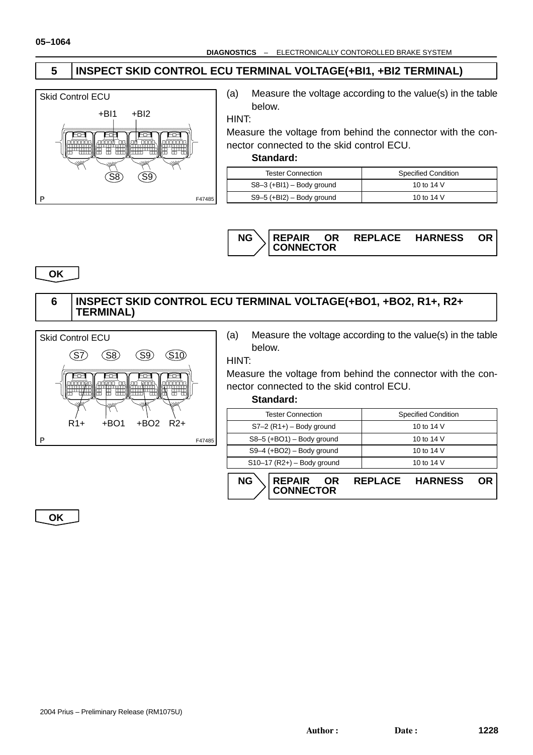## 5 INSPECT SKID CONTROL ECU TERMINAL VOLTAGE(+BI1, +BI2 TERMINAL)

Skid Control ECU

+BI1 +BI2

S8 S9

P F47485

(a) Measure the voltage according to the value(s) in the table below.

HINT:

Measure the voltage from behind the connector with the connector connected to the skid control ECU.

**Standard:**

| Tester Connection | Specified Condition |
|---|---|
| S8–3 (+BI1) – Body ground | 10 to 14 V |
| S9–5 (+BI2) – Body ground | 10 to 14 V |

**NG** → **REPAIR OR REPLACE HARNESS OR CONNECTOR**

**OK**

## 6 INSPECT SKID CONTROL ECU TERMINAL VOLTAGE(+BO1, +BO2, R1+, R2+ TERMINAL)

Skid Control ECU

S7 S8 S9 S10

R1+ +BO1 +BO2 R2+

P F47485

(a) Measure the voltage according to the value(s) in the table below.

HINT:

Measure the voltage from behind the connector with the connector connected to the skid control ECU.

**Standard:**

| Tester Connection | Specified Condition |
|---|---|
| S7–2 (R1+) – Body ground | 10 to 14 V |
| S8–5 (+BO1) – Body ground | 10 to 14 V |
| S9–4 (+BO2) – Body ground | 10 to 14 V |
| S10–17 (R2+) – Body ground | 10 to 14 V |

**NG** → **REPAIR OR REPLACE HARNESS OR CONNECTOR**

**OK**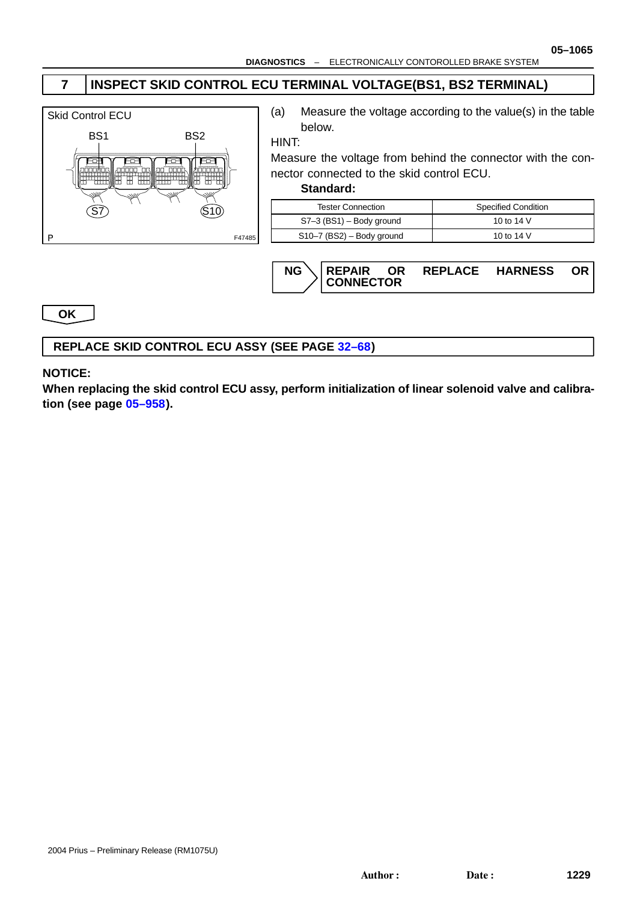## 7 INSPECT SKID CONTROL ECU TERMINAL VOLTAGE(BS1, BS2 TERMINAL)

Skid Control ECU

BS1 BS2

S7 S10

P F47485

(a) Measure the voltage according to the value(s) in the table below.

HINT:

Measure the voltage from behind the connector with the connector connected to the skid control ECU.

**Standard:**

| Tester Connection | Specified Condition |
|---|---|
| S7–3 (BS1) – Body ground | 10 to 14 V |
| S10–7 (BS2) – Body ground | 10 to 14 V |

**NG** → **REPAIR OR REPLACE HARNESS OR CONNECTOR**

**OK**

**REPLACE SKID CONTROL ECU ASSY (SEE PAGE 32–68)**

**NOTICE:**

**When replacing the skid control ECU assy, perform initialization of linear solenoid valve and calibration (see page 05–958).**